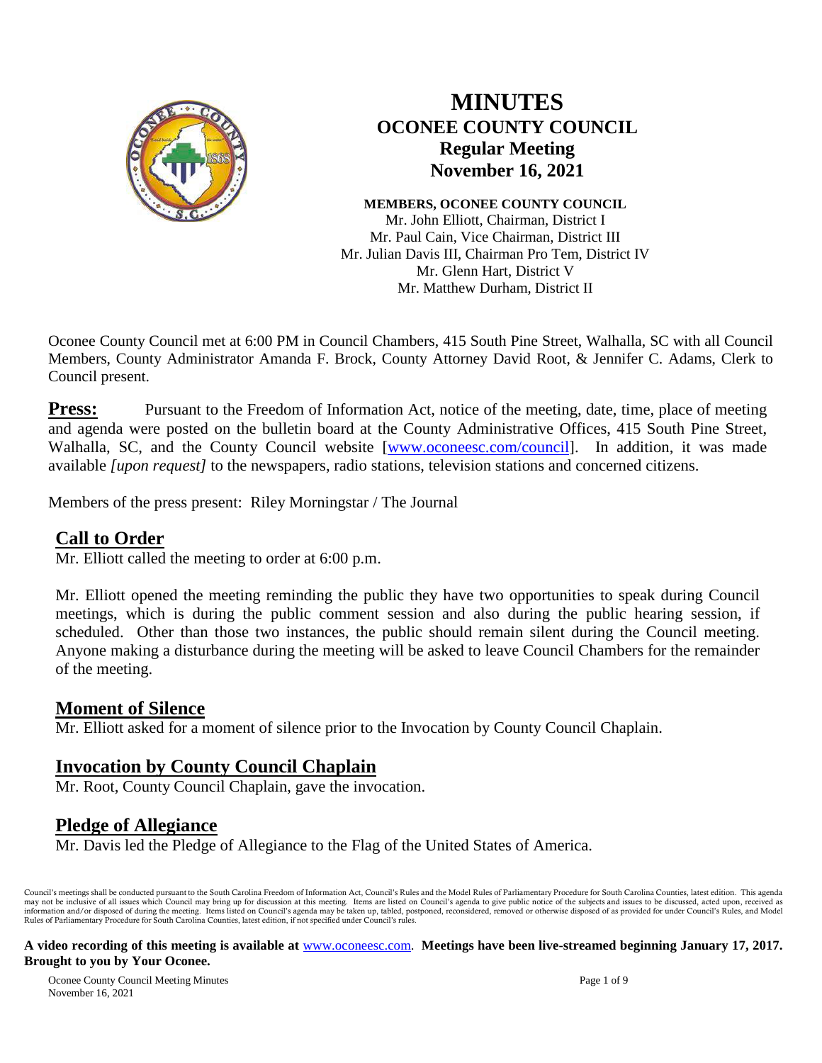# MINUTES
## OCONEE COUNTY COUNCIL
### Regular Meeting
### November 16, 2021

**MEMBERS, OCONEE COUNTY COUNCIL**
Mr. John Elliott, Chairman, District I
Mr. Paul Cain, Vice Chairman, District III
Mr. Julian Davis III, Chairman Pro Tem, District IV
Mr. Glenn Hart, District V
Mr. Matthew Durham, District II

Oconee County Council met at 6:00 PM in Council Chambers, 415 South Pine Street, Walhalla, SC with all Council Members, County Administrator Amanda F. Brock, County Attorney David Root, & Jennifer C. Adams, Clerk to Council present.

**Press:** Pursuant to the Freedom of Information Act, notice of the meeting, date, time, place of meeting and agenda were posted on the bulletin board at the County Administrative Offices, 415 South Pine Street, Walhalla, SC, and the County Council website [www.oconeesc.com/council]. In addition, it was made available *[upon request]* to the newspapers, radio stations, television stations and concerned citizens.

Members of the press present: Riley Morningstar / The Journal

## Call to Order

Mr. Elliott called the meeting to order at 6:00 p.m.

Mr. Elliott opened the meeting reminding the public they have two opportunities to speak during Council meetings, which is during the public comment session and also during the public hearing session, if scheduled. Other than those two instances, the public should remain silent during the Council meeting. Anyone making a disturbance during the meeting will be asked to leave Council Chambers for the remainder of the meeting.

## Moment of Silence

Mr. Elliott asked for a moment of silence prior to the Invocation by County Council Chaplain.

## Invocation by County Council Chaplain

Mr. Root, County Council Chaplain, gave the invocation.

## Pledge of Allegiance

Mr. Davis led the Pledge of Allegiance to the Flag of the United States of America.

Council's meetings shall be conducted pursuant to the South Carolina Freedom of Information Act, Council's Rules and the Model Rules of Parliamentary Procedure for South Carolina Counties, latest edition. This agenda may not be inclusive of all issues which Council may bring up for discussion at this meeting. Items are listed on Council's agenda to give public notice of the subjects and issues to be discussed, acted upon, received as information and/or disposed of during the meeting. Items listed on Council's agenda may be taken up, tabled, postponed, reconsidered, removed or otherwise disposed of as provided for under Council's Rules, and Model Rules of Parliamentary Procedure for South Carolina Counties, latest edition, if not specified under Council's rules.

**A video recording of this meeting is available at** www.oconeesc.com. **Meetings have been live-streamed beginning January 17, 2017. Brought to you by Your Oconee.**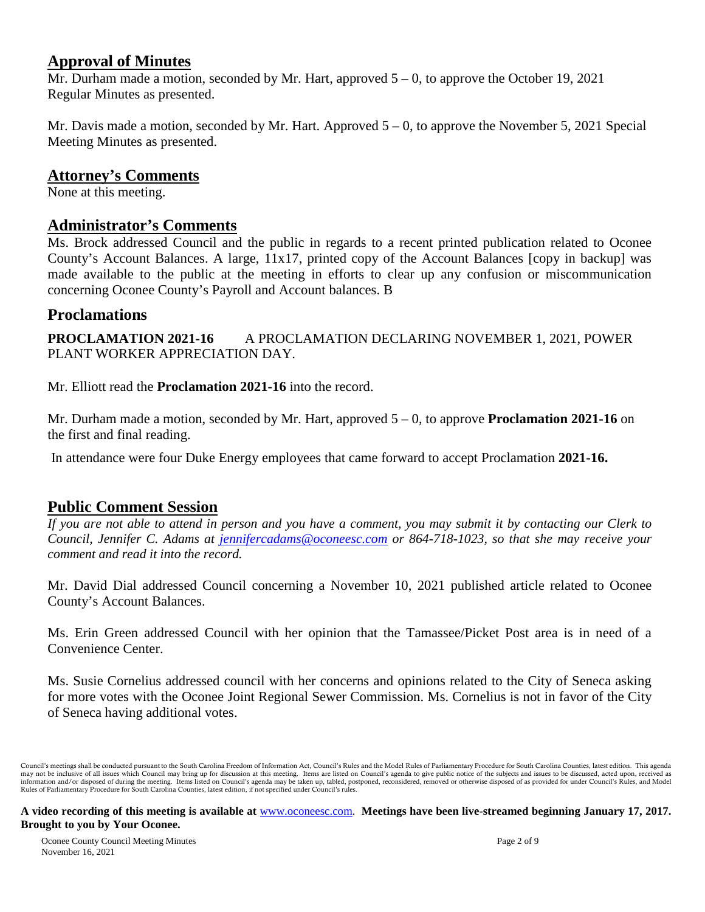## Approval of Minutes

Mr. Durham made a motion, seconded by Mr. Hart, approved 5 – 0, to approve the October 19, 2021 Regular Minutes as presented.

Mr. Davis made a motion, seconded by Mr. Hart. Approved 5 – 0, to approve the November 5, 2021 Special Meeting Minutes as presented.

## Attorney's Comments

None at this meeting.

## Administrator's Comments

Ms. Brock addressed Council and the public in regards to a recent printed publication related to Oconee County's Account Balances. A large, 11x17, printed copy of the Account Balances [copy in backup] was made available to the public at the meeting in efforts to clear up any confusion or miscommunication concerning Oconee County's Payroll and Account balances. B

## Proclamations

**PROCLAMATION 2021-16** A PROCLAMATION DECLARING NOVEMBER 1, 2021, POWER PLANT WORKER APPRECIATION DAY.

Mr. Elliott read the **Proclamation 2021-16** into the record.

Mr. Durham made a motion, seconded by Mr. Hart, approved 5 – 0, to approve **Proclamation 2021-16** on the first and final reading.

In attendance were four Duke Energy employees that came forward to accept Proclamation **2021-16.**

## Public Comment Session

*If you are not able to attend in person and you have a comment, you may submit it by contacting our Clerk to Council, Jennifer C. Adams at jennifercadams@oconeesc.com or 864-718-1023, so that she may receive your comment and read it into the record.*

Mr. David Dial addressed Council concerning a November 10, 2021 published article related to Oconee County's Account Balances.

Ms. Erin Green addressed Council with her opinion that the Tamassee/Picket Post area is in need of a Convenience Center.

Ms. Susie Cornelius addressed council with her concerns and opinions related to the City of Seneca asking for more votes with the Oconee Joint Regional Sewer Commission. Ms. Cornelius is not in favor of the City of Seneca having additional votes.

Council's meetings shall be conducted pursuant to the South Carolina Freedom of Information Act, Council's Rules and the Model Rules of Parliamentary Procedure for South Carolina Counties, latest edition. This agenda may not be inclusive of all issues which Council may bring up for discussion at this meeting. Items are listed on Council's agenda to give public notice of the subjects and issues to be discussed, acted upon, received as information and/or disposed of during the meeting. Items listed on Council's agenda may be taken up, tabled, postponed, reconsidered, removed or otherwise disposed of as provided for under Council's Rules, and Model Rules of Parliamentary Procedure for South Carolina Counties, latest edition, if not specified under Council's rules.

**A video recording of this meeting is available at** www.oconeesc.com. **Meetings have been live-streamed beginning January 17, 2017. Brought to you by Your Oconee.**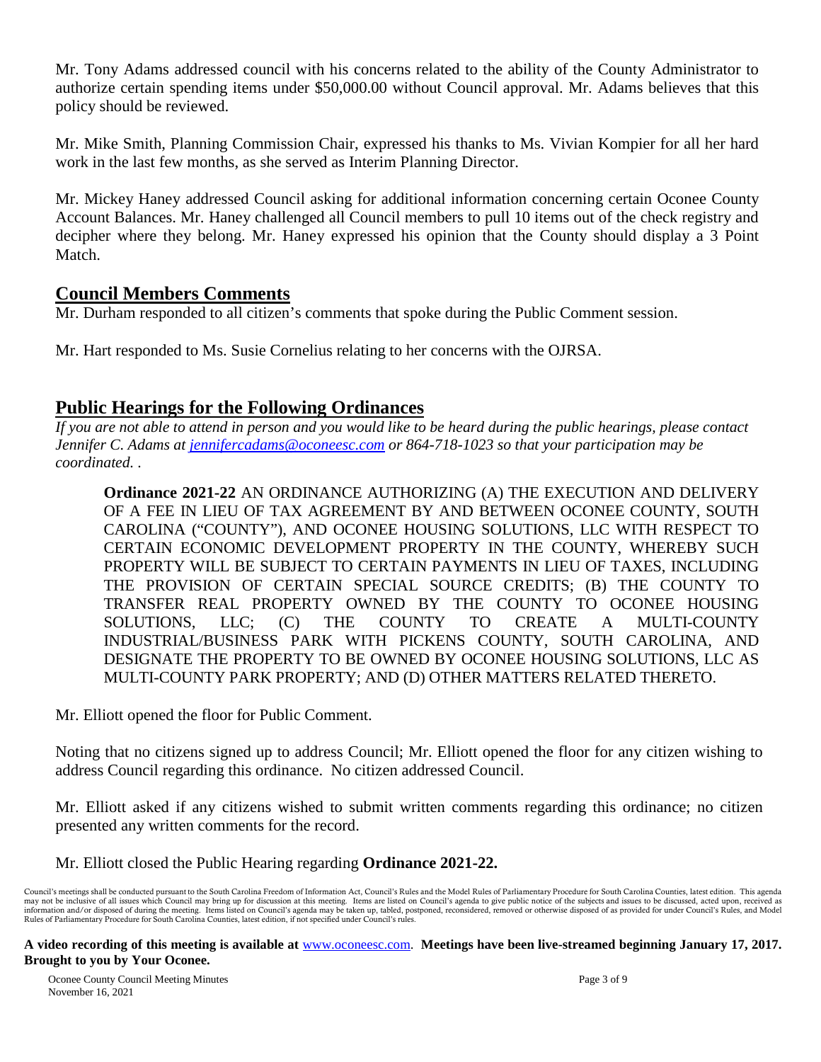Mr. Tony Adams addressed council with his concerns related to the ability of the County Administrator to authorize certain spending items under $50,000.00 without Council approval. Mr. Adams believes that this policy should be reviewed.

Mr. Mike Smith, Planning Commission Chair, expressed his thanks to Ms. Vivian Kompier for all her hard work in the last few months, as she served as Interim Planning Director.

Mr. Mickey Haney addressed Council asking for additional information concerning certain Oconee County Account Balances. Mr. Haney challenged all Council members to pull 10 items out of the check registry and decipher where they belong. Mr. Haney expressed his opinion that the County should display a 3 Point Match.

## Council Members Comments

Mr. Durham responded to all citizen's comments that spoke during the Public Comment session.

Mr. Hart responded to Ms. Susie Cornelius relating to her concerns with the OJRSA.

## Public Hearings for the Following Ordinances

*If you are not able to attend in person and you would like to be heard during the public hearings, please contact Jennifer C. Adams at [jennifercadams@oconeesc.com](mailto:jennifercadams@oconeesc.com) or 864-718-1023 so that your participation may be coordinated. .*

> **Ordinance 2021-22** AN ORDINANCE AUTHORIZING (A) THE EXECUTION AND DELIVERY OF A FEE IN LIEU OF TAX AGREEMENT BY AND BETWEEN OCONEE COUNTY, SOUTH CAROLINA ("COUNTY"), AND OCONEE HOUSING SOLUTIONS, LLC WITH RESPECT TO CERTAIN ECONOMIC DEVELOPMENT PROPERTY IN THE COUNTY, WHEREBY SUCH PROPERTY WILL BE SUBJECT TO CERTAIN PAYMENTS IN LIEU OF TAXES, INCLUDING THE PROVISION OF CERTAIN SPECIAL SOURCE CREDITS; (B) THE COUNTY TO TRANSFER REAL PROPERTY OWNED BY THE COUNTY TO OCONEE HOUSING SOLUTIONS, LLC; (C) THE COUNTY TO CREATE A MULTI-COUNTY INDUSTRIAL/BUSINESS PARK WITH PICKENS COUNTY, SOUTH CAROLINA, AND DESIGNATE THE PROPERTY TO BE OWNED BY OCONEE HOUSING SOLUTIONS, LLC AS MULTI-COUNTY PARK PROPERTY; AND (D) OTHER MATTERS RELATED THERETO.

Mr. Elliott opened the floor for Public Comment.

Noting that no citizens signed up to address Council; Mr. Elliott opened the floor for any citizen wishing to address Council regarding this ordinance. No citizen addressed Council.

Mr. Elliott asked if any citizens wished to submit written comments regarding this ordinance; no citizen presented any written comments for the record.

Mr. Elliott closed the Public Hearing regarding **Ordinance 2021-22.**

Council's meetings shall be conducted pursuant to the South Carolina Freedom of Information Act, Council's Rules and the Model Rules of Parliamentary Procedure for South Carolina Counties, latest edition. This agenda may not be inclusive of all issues which Council may bring up for discussion at this meeting. Items are listed on Council's agenda to give public notice of the subjects and issues to be discussed, acted upon, received as information and/or disposed of during the meeting. Items listed on Council's agenda may be taken up, tabled, postponed, reconsidered, removed or otherwise disposed of as provided for under Council's Rules, and Model Rules of Parliamentary Procedure for South Carolina Counties, latest edition, if not specified under Council's rules.

**A video recording of this meeting is available at** [www.oconeesc.com](http://www.oconeesc.com). **Meetings have been live-streamed beginning January 17, 2017. Brought to you by Your Oconee.**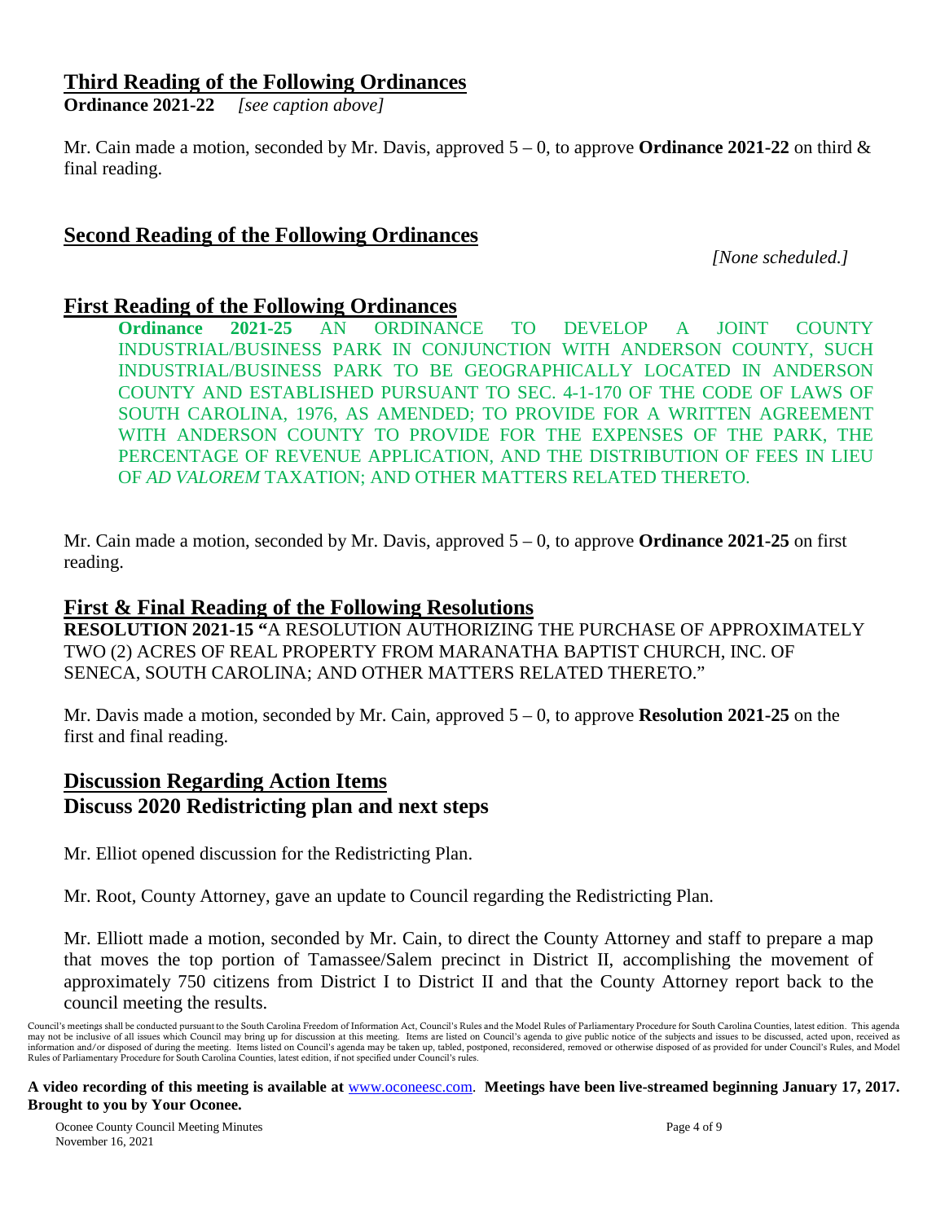## Third Reading of the Following Ordinances

**Ordinance 2021-22** *[see caption above]*

Mr. Cain made a motion, seconded by Mr. Davis, approved 5 – 0, to approve **Ordinance 2021-22** on third & final reading.

## Second Reading of the Following Ordinances

*[None scheduled.]*

## First Reading of the Following Ordinances

**Ordinance 2021-25** AN ORDINANCE TO DEVELOP A JOINT COUNTY INDUSTRIAL/BUSINESS PARK IN CONJUNCTION WITH ANDERSON COUNTY, SUCH INDUSTRIAL/BUSINESS PARK TO BE GEOGRAPHICALLY LOCATED IN ANDERSON COUNTY AND ESTABLISHED PURSUANT TO SEC. 4-1-170 OF THE CODE OF LAWS OF SOUTH CAROLINA, 1976, AS AMENDED; TO PROVIDE FOR A WRITTEN AGREEMENT WITH ANDERSON COUNTY TO PROVIDE FOR THE EXPENSES OF THE PARK, THE PERCENTAGE OF REVENUE APPLICATION, AND THE DISTRIBUTION OF FEES IN LIEU OF *AD VALOREM* TAXATION; AND OTHER MATTERS RELATED THERETO.

Mr. Cain made a motion, seconded by Mr. Davis, approved 5 – 0, to approve **Ordinance 2021-25** on first reading.

## First & Final Reading of the Following Resolutions

**RESOLUTION 2021-15** "A RESOLUTION AUTHORIZING THE PURCHASE OF APPROXIMATELY TWO (2) ACRES OF REAL PROPERTY FROM MARANATHA BAPTIST CHURCH, INC. OF SENECA, SOUTH CAROLINA; AND OTHER MATTERS RELATED THERETO."

Mr. Davis made a motion, seconded by Mr. Cain, approved 5 – 0, to approve **Resolution 2021-25** on the first and final reading.

## Discussion Regarding Action Items

### Discuss 2020 Redistricting plan and next steps

Mr. Elliot opened discussion for the Redistricting Plan.

Mr. Root, County Attorney, gave an update to Council regarding the Redistricting Plan.

Mr. Elliott made a motion, seconded by Mr. Cain, to direct the County Attorney and staff to prepare a map that moves the top portion of Tamassee/Salem precinct in District II, accomplishing the movement of approximately 750 citizens from District I to District II and that the County Attorney report back to the council meeting the results.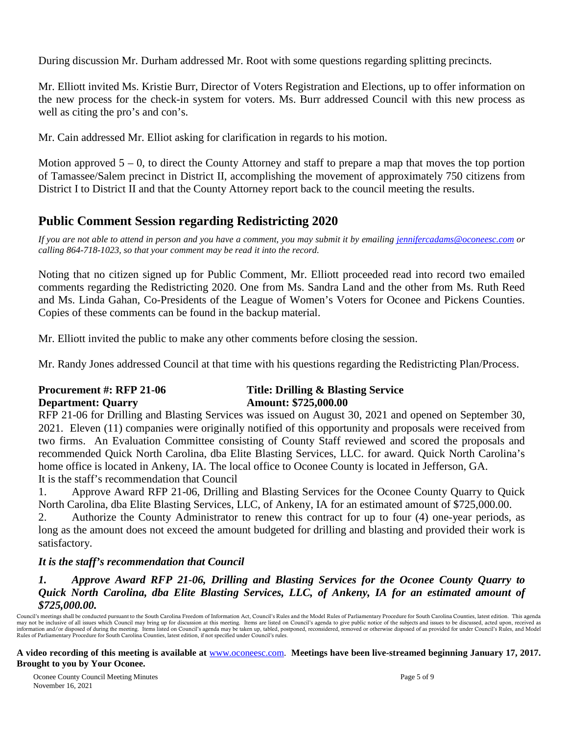During discussion Mr. Durham addressed Mr. Root with some questions regarding splitting precincts.

Mr. Elliott invited Ms. Kristie Burr, Director of Voters Registration and Elections, up to offer information on the new process for the check-in system for voters. Ms. Burr addressed Council with this new process as well as citing the pro's and con's.

Mr. Cain addressed Mr. Elliot asking for clarification in regards to his motion.

Motion approved 5 – 0, to direct the County Attorney and staff to prepare a map that moves the top portion of Tamassee/Salem precinct in District II, accomplishing the movement of approximately 750 citizens from District I to District II and that the County Attorney report back to the council meeting the results.

## Public Comment Session regarding Redistricting 2020

*If you are not able to attend in person and you have a comment, you may submit it by emailing jennifercadams@oconeesc.com or calling 864-718-1023, so that your comment may be read it into the record.*

Noting that no citizen signed up for Public Comment, Mr. Elliott proceeded read into record two emailed comments regarding the Redistricting 2020. One from Ms. Sandra Land and the other from Ms. Ruth Reed and Ms. Linda Gahan, Co-Presidents of the League of Women's Voters for Oconee and Pickens Counties. Copies of these comments can be found in the backup material.

Mr. Elliott invited the public to make any other comments before closing the session.

Mr. Randy Jones addressed Council at that time with his questions regarding the Redistricting Plan/Process.

**Procurement #: RFP 21-06** **Title: Drilling & Blasting Service**
**Department: Quarry** **Amount: $725,000.00**

RFP 21-06 for Drilling and Blasting Services was issued on August 30, 2021 and opened on September 30, 2021. Eleven (11) companies were originally notified of this opportunity and proposals were received from two firms. An Evaluation Committee consisting of County Staff reviewed and scored the proposals and recommended Quick North Carolina, dba Elite Blasting Services, LLC. for award. Quick North Carolina's home office is located in Ankeny, IA. The local office to Oconee County is located in Jefferson, GA.
It is the staff's recommendation that Council

1. Approve Award RFP 21-06, Drilling and Blasting Services for the Oconee County Quarry to Quick North Carolina, dba Elite Blasting Services, LLC, of Ankeny, IA for an estimated amount of $725,000.00.
2. Authorize the County Administrator to renew this contract for up to four (4) one-year periods, as long as the amount does not exceed the amount budgeted for drilling and blasting and provided their work is satisfactory.

***It is the staff's recommendation that Council***

***1. Approve Award RFP 21-06, Drilling and Blasting Services for the Oconee County Quarry to Quick North Carolina, dba Elite Blasting Services, LLC, of Ankeny, IA for an estimated amount of $725,000.00.***

Council's meetings shall be conducted pursuant to the South Carolina Freedom of Information Act, Council's Rules and the Model Rules of Parliamentary Procedure for South Carolina Counties, latest edition. This agenda may not be inclusive of all issues which Council may bring up for discussion at this meeting. Items are listed on Council's agenda to give public notice of the subjects and issues to be discussed, acted upon, received as information and/or disposed of during the meeting. Items listed on Council's agenda may be taken up, tabled, postponed, reconsidered, removed or otherwise disposed of as provided for under Council's Rules, and Model Rules of Parliamentary Procedure for South Carolina Counties, latest edition, if not specified under Council's rules.

**A video recording of this meeting is available at** www.oconeesc.com. **Meetings have been live-streamed beginning January 17, 2017. Brought to you by Your Oconee.**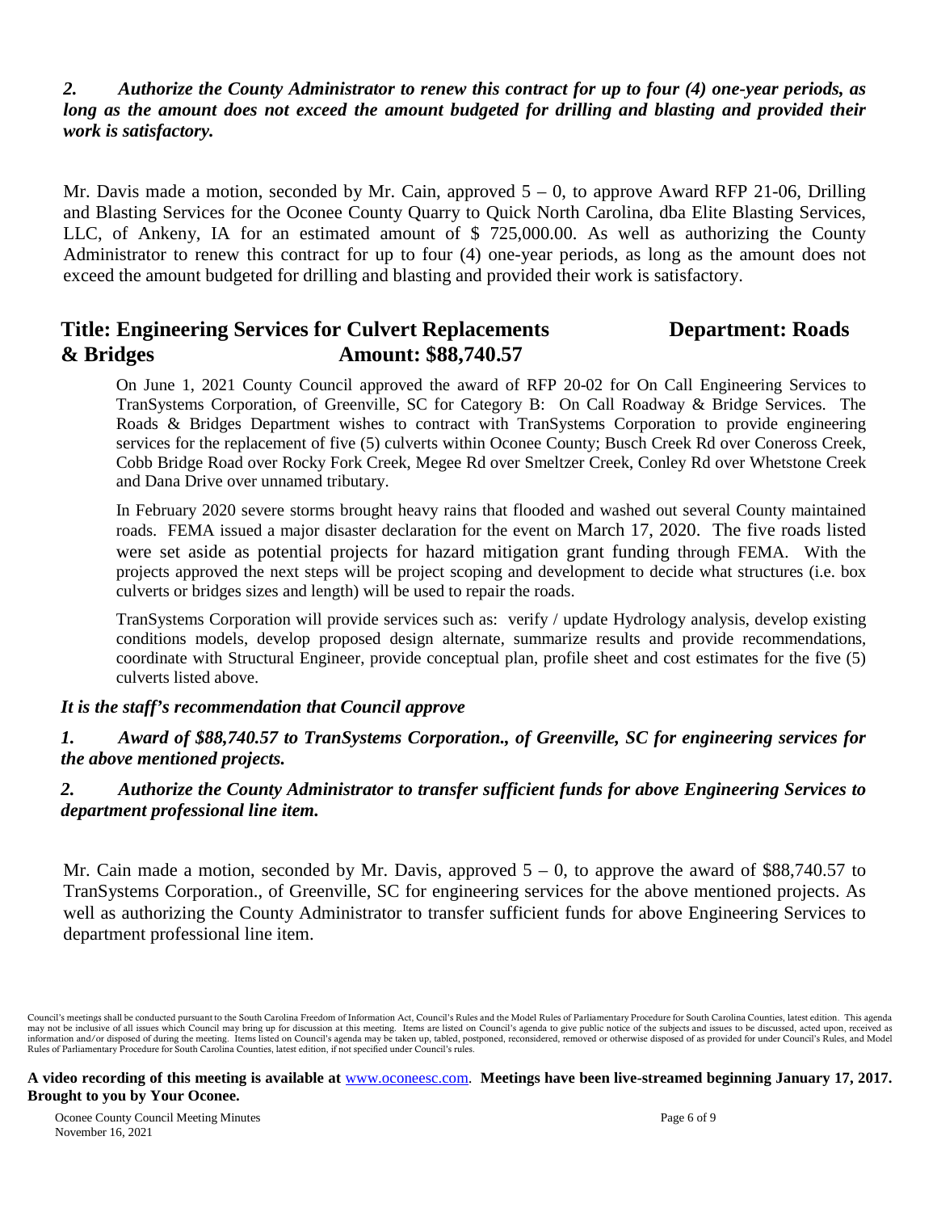*2. Authorize the County Administrator to renew this contract for up to four (4) one-year periods, as long as the amount does not exceed the amount budgeted for drilling and blasting and provided their work is satisfactory.*

Mr. Davis made a motion, seconded by Mr. Cain, approved 5 – 0, to approve Award RFP 21-06, Drilling and Blasting Services for the Oconee County Quarry to Quick North Carolina, dba Elite Blasting Services, LLC, of Ankeny, IA for an estimated amount of $ 725,000.00. As well as authorizing the County Administrator to renew this contract for up to four (4) one-year periods, as long as the amount does not exceed the amount budgeted for drilling and blasting and provided their work is satisfactory.

## Title: Engineering Services for Culvert Replacements Department: Roads & Bridges Amount: $88,740.57

On June 1, 2021 County Council approved the award of RFP 20-02 for On Call Engineering Services to TranSystems Corporation, of Greenville, SC for Category B: On Call Roadway & Bridge Services. The Roads & Bridges Department wishes to contract with TranSystems Corporation to provide engineering services for the replacement of five (5) culverts within Oconee County; Busch Creek Rd over Coneross Creek, Cobb Bridge Road over Rocky Fork Creek, Megee Rd over Smeltzer Creek, Conley Rd over Whetstone Creek and Dana Drive over unnamed tributary.

In February 2020 severe storms brought heavy rains that flooded and washed out several County maintained roads. FEMA issued a major disaster declaration for the event on March 17, 2020. The five roads listed were set aside as potential projects for hazard mitigation grant funding through FEMA. With the projects approved the next steps will be project scoping and development to decide what structures (i.e. box culverts or bridges sizes and length) will be used to repair the roads.

TranSystems Corporation will provide services such as: verify / update Hydrology analysis, develop existing conditions models, develop proposed design alternate, summarize results and provide recommendations, coordinate with Structural Engineer, provide conceptual plan, profile sheet and cost estimates for the five (5) culverts listed above.

***It is the staff's recommendation that Council approve***

***1. Award of $88,740.57 to TranSystems Corporation., of Greenville, SC for engineering services for the above mentioned projects.***

***2. Authorize the County Administrator to transfer sufficient funds for above Engineering Services to department professional line item.***

Mr. Cain made a motion, seconded by Mr. Davis, approved 5 – 0, to approve the award of $88,740.57 to TranSystems Corporation., of Greenville, SC for engineering services for the above mentioned projects. As well as authorizing the County Administrator to transfer sufficient funds for above Engineering Services to department professional line item.

Council's meetings shall be conducted pursuant to the South Carolina Freedom of Information Act, Council's Rules and the Model Rules of Parliamentary Procedure for South Carolina Counties, latest edition. This agenda may not be inclusive of all issues which Council may bring up for discussion at this meeting. Items are listed on Council's agenda to give public notice of the subjects and issues to be discussed, acted upon, received as information and/or disposed of during the meeting. Items listed on Council's agenda may be taken up, tabled, postponed, reconsidered, removed or otherwise disposed of as provided for under Council's Rules, and Model Rules of Parliamentary Procedure for South Carolina Counties, latest edition, if not specified under Council's rules.

**A video recording of this meeting is available at** www.oconeesc.com. **Meetings have been live-streamed beginning January 17, 2017. Brought to you by Your Oconee.**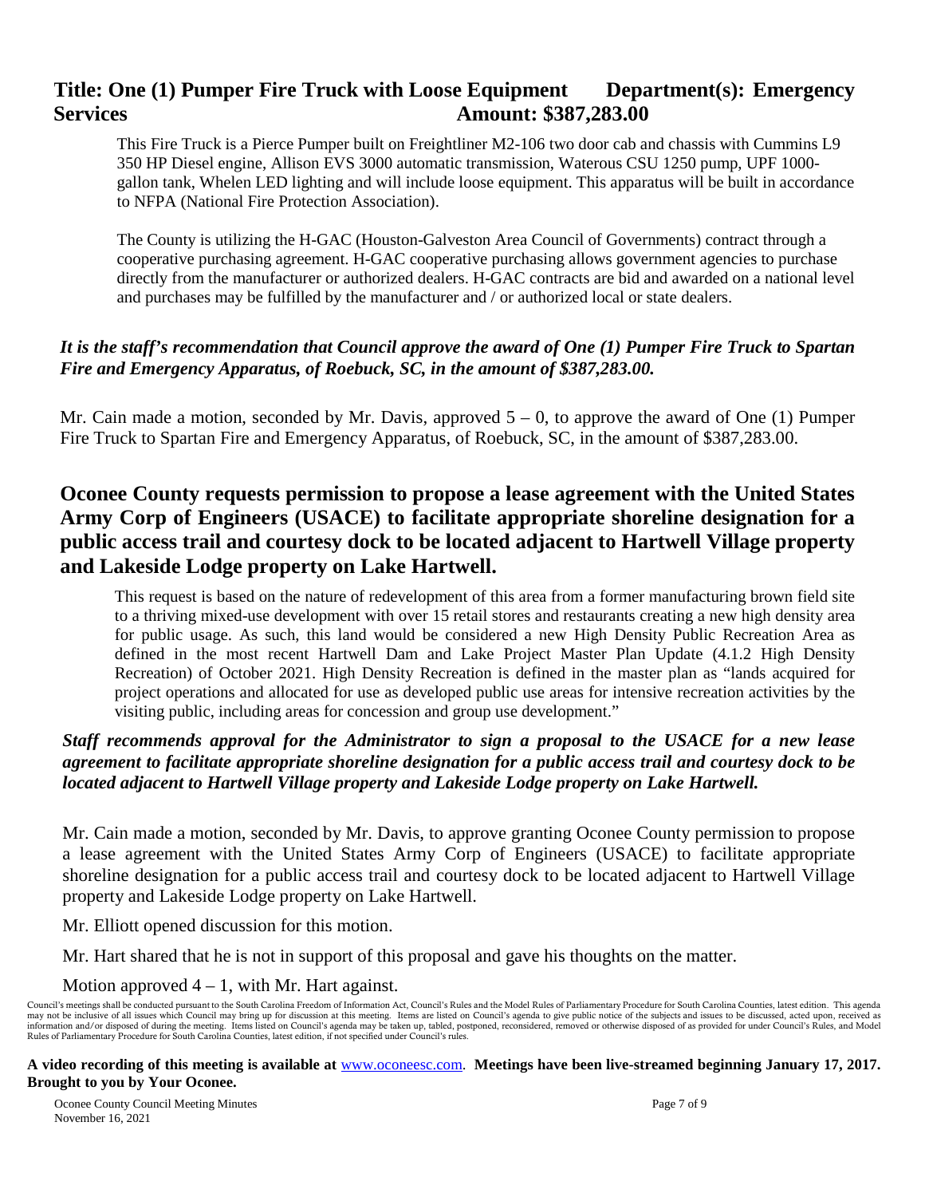**Title: One (1) Pumper Fire Truck with Loose Equipment Department(s): Emergency Services Amount: $387,283.00**

This Fire Truck is a Pierce Pumper built on Freightliner M2-106 two door cab and chassis with Cummins L9 350 HP Diesel engine, Allison EVS 3000 automatic transmission, Waterous CSU 1250 pump, UPF 1000-gallon tank, Whelen LED lighting and will include loose equipment. This apparatus will be built in accordance to NFPA (National Fire Protection Association).

The County is utilizing the H-GAC (Houston-Galveston Area Council of Governments) contract through a cooperative purchasing agreement. H-GAC cooperative purchasing allows government agencies to purchase directly from the manufacturer or authorized dealers. H-GAC contracts are bid and awarded on a national level and purchases may be fulfilled by the manufacturer and / or authorized local or state dealers.

***It is the staff's recommendation that Council approve the award of One (1) Pumper Fire Truck to Spartan Fire and Emergency Apparatus, of Roebuck, SC, in the amount of $387,283.00.***

Mr. Cain made a motion, seconded by Mr. Davis, approved 5 – 0, to approve the award of One (1) Pumper Fire Truck to Spartan Fire and Emergency Apparatus, of Roebuck, SC, in the amount of $387,283.00.

## Oconee County requests permission to propose a lease agreement with the United States Army Corp of Engineers (USACE) to facilitate appropriate shoreline designation for a public access trail and courtesy dock to be located adjacent to Hartwell Village property and Lakeside Lodge property on Lake Hartwell.

This request is based on the nature of redevelopment of this area from a former manufacturing brown field site to a thriving mixed-use development with over 15 retail stores and restaurants creating a new high density area for public usage. As such, this land would be considered a new High Density Public Recreation Area as defined in the most recent Hartwell Dam and Lake Project Master Plan Update (4.1.2 High Density Recreation) of October 2021. High Density Recreation is defined in the master plan as "lands acquired for project operations and allocated for use as developed public use areas for intensive recreation activities by the visiting public, including areas for concession and group use development."

***Staff recommends approval for the Administrator to sign a proposal to the USACE for a new lease agreement to facilitate appropriate shoreline designation for a public access trail and courtesy dock to be located adjacent to Hartwell Village property and Lakeside Lodge property on Lake Hartwell.***

Mr. Cain made a motion, seconded by Mr. Davis, to approve granting Oconee County permission to propose a lease agreement with the United States Army Corp of Engineers (USACE) to facilitate appropriate shoreline designation for a public access trail and courtesy dock to be located adjacent to Hartwell Village property and Lakeside Lodge property on Lake Hartwell.

Mr. Elliott opened discussion for this motion.

Mr. Hart shared that he is not in support of this proposal and gave his thoughts on the matter.

Motion approved 4 – 1, with Mr. Hart against.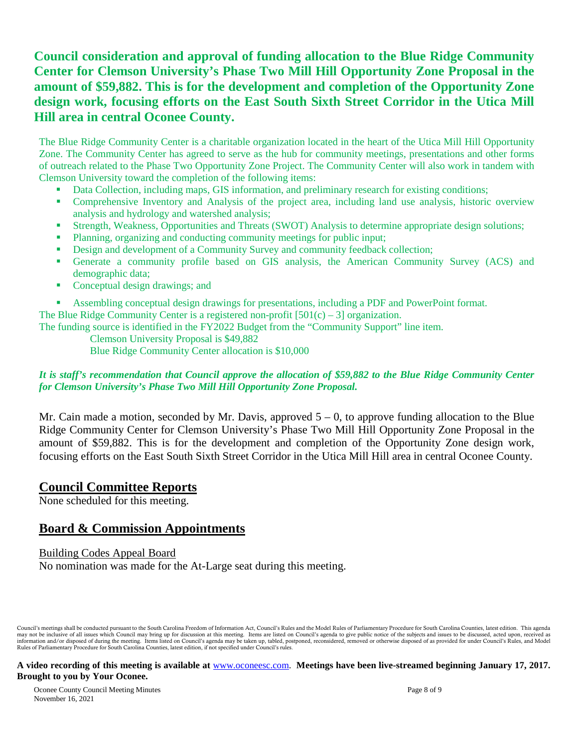**Council consideration and approval of funding allocation to the Blue Ridge Community Center for Clemson University's Phase Two Mill Hill Opportunity Zone Proposal in the amount of $59,882. This is for the development and completion of the Opportunity Zone design work, focusing efforts on the East South Sixth Street Corridor in the Utica Mill Hill area in central Oconee County.**

The Blue Ridge Community Center is a charitable organization located in the heart of the Utica Mill Hill Opportunity Zone. The Community Center has agreed to serve as the hub for community meetings, presentations and other forms of outreach related to the Phase Two Opportunity Zone Project. The Community Center will also work in tandem with Clemson University toward the completion of the following items:

- Data Collection, including maps, GIS information, and preliminary research for existing conditions;
- Comprehensive Inventory and Analysis of the project area, including land use analysis, historic overview analysis and hydrology and watershed analysis;
- Strength, Weakness, Opportunities and Threats (SWOT) Analysis to determine appropriate design solutions;
- Planning, organizing and conducting community meetings for public input;
- Design and development of a Community Survey and community feedback collection;
- Generate a community profile based on GIS analysis, the American Community Survey (ACS) and demographic data;
- Conceptual design drawings; and
- Assembling conceptual design drawings for presentations, including a PDF and PowerPoint format.

The Blue Ridge Community Center is a registered non-profit [501(c) – 3] organization.

The funding source is identified in the FY2022 Budget from the "Community Support" line item.

Clemson University Proposal is $49,882
Blue Ridge Community Center allocation is $10,000

***It is staff's recommendation that Council approve the allocation of $59,882 to the Blue Ridge Community Center for Clemson University's Phase Two Mill Hill Opportunity Zone Proposal.***

Mr. Cain made a motion, seconded by Mr. Davis, approved 5 – 0, to approve funding allocation to the Blue Ridge Community Center for Clemson University's Phase Two Mill Hill Opportunity Zone Proposal in the amount of $59,882. This is for the development and completion of the Opportunity Zone design work, focusing efforts on the East South Sixth Street Corridor in the Utica Mill Hill area in central Oconee County.

## Council Committee Reports

None scheduled for this meeting.

## Board & Commission Appointments

Building Codes Appeal Board

No nomination was made for the At-Large seat during this meeting.

Council's meetings shall be conducted pursuant to the South Carolina Freedom of Information Act, Council's Rules and the Model Rules of Parliamentary Procedure for South Carolina Counties, latest edition. This agenda may not be inclusive of all issues which Council may bring up for discussion at this meeting. Items are listed on Council's agenda to give public notice of the subjects and issues to be discussed, acted upon, received as information and/or disposed of during the meeting. Items listed on Council's agenda may be taken up, tabled, postponed, reconsidered, removed or otherwise disposed of as provided for under Council's Rules, and Model Rules of Parliamentary Procedure for South Carolina Counties, latest edition, if not specified under Council's rules.

**A video recording of this meeting is available at** www.oconeesc.com. **Meetings have been live-streamed beginning January 17, 2017. Brought to you by Your Oconee.**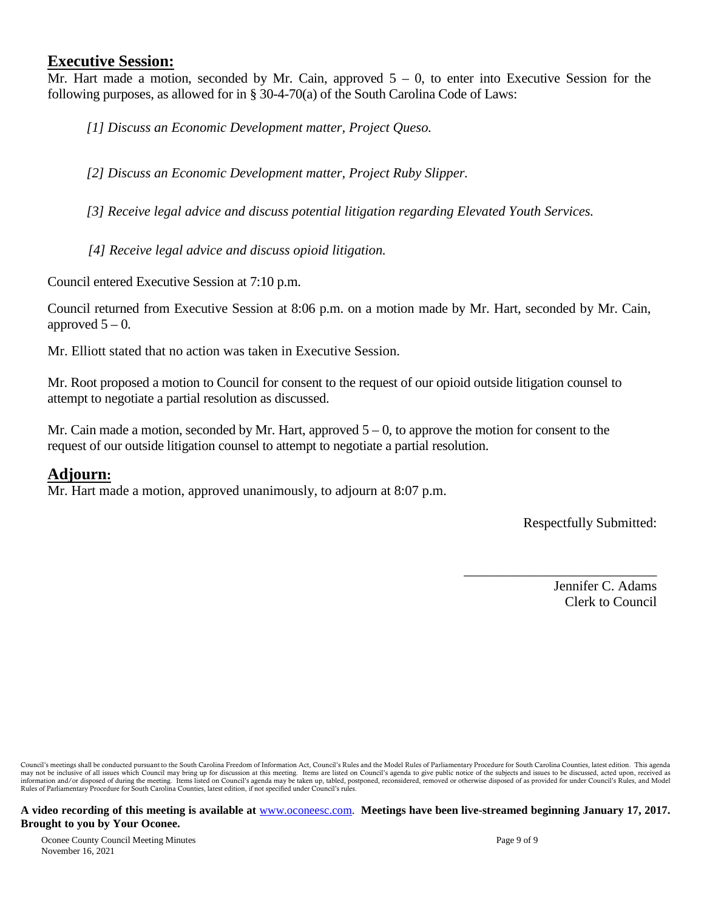## Executive Session:

Mr. Hart made a motion, seconded by Mr. Cain, approved 5 – 0, to enter into Executive Session for the following purposes, as allowed for in § 30-4-70(a) of the South Carolina Code of Laws:

*[1] Discuss an Economic Development matter, Project Queso.*

*[2] Discuss an Economic Development matter, Project Ruby Slipper.*

*[3] Receive legal advice and discuss potential litigation regarding Elevated Youth Services.*

*[4] Receive legal advice and discuss opioid litigation.*

Council entered Executive Session at 7:10 p.m.

Council returned from Executive Session at 8:06 p.m. on a motion made by Mr. Hart, seconded by Mr. Cain, approved 5 – 0.

Mr. Elliott stated that no action was taken in Executive Session.

Mr. Root proposed a motion to Council for consent to the request of our opioid outside litigation counsel to attempt to negotiate a partial resolution as discussed.

Mr. Cain made a motion, seconded by Mr. Hart, approved 5 – 0, to approve the motion for consent to the request of our outside litigation counsel to attempt to negotiate a partial resolution.

## Adjourn:

Mr. Hart made a motion, approved unanimously, to adjourn at 8:07 p.m.

Respectfully Submitted:

\_\_\_\_\_\_\_\_\_\_\_\_\_\_\_\_\_\_\_\_\_\_\_\_\_\_\_\_

Jennifer C. Adams
Clerk to Council

Council's meetings shall be conducted pursuant to the South Carolina Freedom of Information Act, Council's Rules and the Model Rules of Parliamentary Procedure for South Carolina Counties, latest edition. This agenda may not be inclusive of all issues which Council may bring up for discussion at this meeting. Items are listed on Council's agenda to give public notice of the subjects and issues to be discussed, acted upon, received as information and/or disposed of during the meeting. Items listed on Council's agenda may be taken up, tabled, postponed, reconsidered, removed or otherwise disposed of as provided for under Council's Rules, and Model Rules of Parliamentary Procedure for South Carolina Counties, latest edition, if not specified under Council's rules.

**A video recording of this meeting is available at** www.oconeesc.com. **Meetings have been live-streamed beginning January 17, 2017. Brought to you by Your Oconee.**